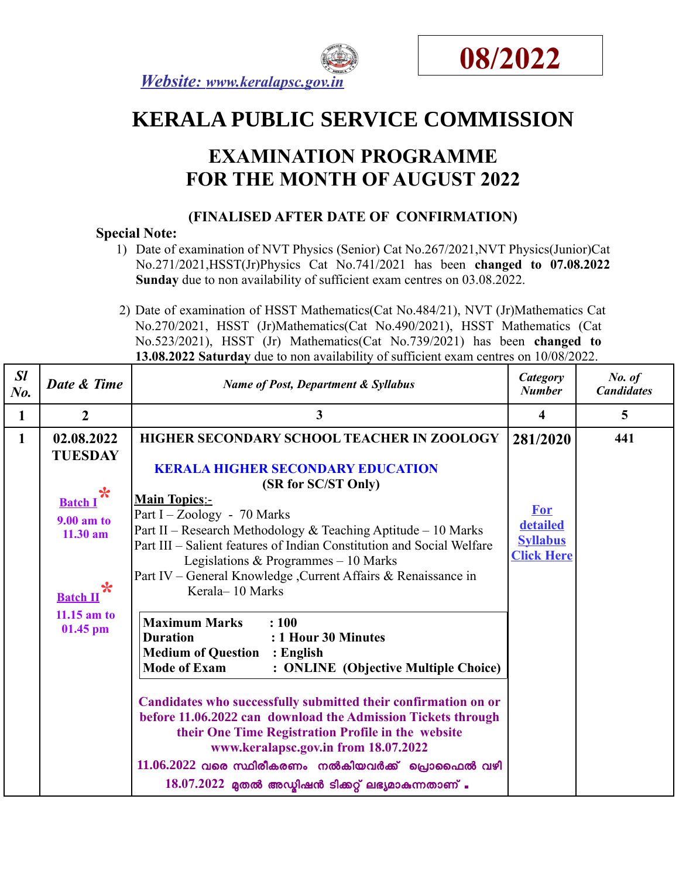Website: www.keralapsc.gov.in

**08/2022**

# KERALA PUBLIC SERVICE COMMISSION

## EXAMINATION PROGRAMME FOR THE MONTH OF AUGUST 2022

### (FINALISED AFTER DATE OF CONFIRMATION)

**Special Note:**

1) Date of examination of NVT Physics (Senior) Cat No.267/2021,NVT Physics(Junior)Cat No.271/2021,HSST(Jr)Physics Cat No.741/2021 has been **changed to 07.08.2022 Sunday** due to non availability of sufficient exam centres on 03.08.2022.

2) Date of examination of HSST Mathematics(Cat No.484/21), NVT (Jr)Mathematics Cat No.270/2021, HSST (Jr)Mathematics(Cat No.490/2021), HSST Mathematics (Cat No.523/2021), HSST (Jr) Mathematics(Cat No.739/2021) has been **changed to 13.08.2022 Saturday** due to non availability of sufficient exam centres on 10/08/2022.

| *Sl No.* | *Date & Time* | *Name of Post, Department & Syllabus* | *Category Number* | *No. of Candidates* |
|---|---|---|---|---|
| **1** | **2** | **3** | **4** | **5** |
| **1** | **02.08.2022 TUESDAY**<br><br>**Batch I** *<br>**9.00 am to 11.30 am**<br><br>**Batch II** *<br>**11.15 am to 01.45 pm** | **HIGHER SECONDARY SCHOOL TEACHER IN ZOOLOGY**<br><br>**KERALA HIGHER SECONDARY EDUCATION**<br>**(SR for SC/ST Only)**<br>**Main Topics:-**<br>Part I – Zoology - 70 Marks<br>Part II – Research Methodology & Teaching Aptitude – 10 Marks<br>Part III – Salient features of Indian Constitution and Social Welfare Legislations & Programmes – 10 Marks<br>Part IV – General Knowledge ,Current Affairs & Renaissance in Kerala– 10 Marks<br><br>**Maximum Marks : 100**<br>**Duration : 1 Hour 30 Minutes**<br>**Medium of Question : English**<br>**Mode of Exam : ONLINE (Objective Multiple Choice)**<br><br>**Candidates who successfully submitted their confirmation on or before 11.06.2022 can download the Admission Tickets through their One Time Registration Profile in the website www.keralapsc.gov.in from 18.07.2022**<br>**11.06.2022 വരെ സ്ഥിരീകരണം നൽകിയവർക്ക് പ്രൊഫൈൽ വഴി 18.07.2022 മുതൽ അഡ്മിഷൻ ടിക്കറ്റ് ലഭ്യമാകുന്നതാണ് .** | **281/2020**<br><br>For detailed Syllabus Click Here | **441** |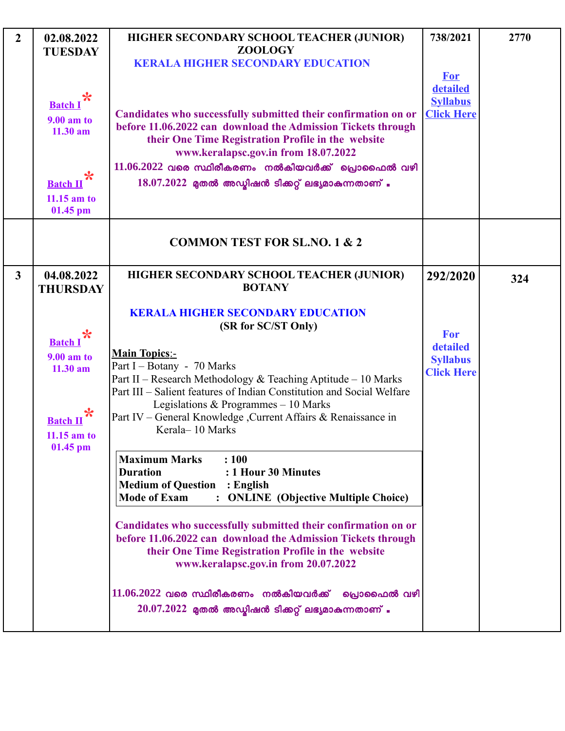| | | | | |
|---|---|---|---|---|
| 2 | **02.08.2022 TUESDAY**<br><br>**Batch I** *<br>**9.00 am to 11.30 am**<br><br>**Batch II** *<br>**11.15 am to 01.45 pm** | **HIGHER SECONDARY SCHOOL TEACHER (JUNIOR) ZOOLOGY**<br>**KERALA HIGHER SECONDARY EDUCATION**<br><br>**Candidates who successfully submitted their confirmation on or before 11.06.2022 can download the Admission Tickets through their One Time Registration Profile in the website www.keralapsc.gov.in from 18.07.2022**<br><br>11.06.2022 വരെ സ്ഥിരീകരണം നൽകിയവർക്ക് പ്രൊഫൈൽ വഴി 18.07.2022 മുതൽ അഡ്മിഷൻ ടിക്കറ്റ് ലഭ്യമാകുന്നതാണ് . | **738/2021**<br><br>**For detailed Syllabus Click Here** | **2770** |
| | | **COMMON TEST FOR SL.NO. 1 & 2** | | |
| 3 | **04.08.2022 THURSDAY**<br><br>**Batch I** *<br>**9.00 am to 11.30 am**<br><br>**Batch II** *<br>**11.15 am to 01.45 pm** | **HIGHER SECONDARY SCHOOL TEACHER (JUNIOR) BOTANY**<br>**KERALA HIGHER SECONDARY EDUCATION**<br>**(SR for SC/ST Only)**<br><br>**Main Topics:-**<br>Part I – Botany - 70 Marks<br>Part II – Research Methodology & Teaching Aptitude – 10 Marks<br>Part III – Salient features of Indian Constitution and Social Welfare Legislations & Programmes – 10 Marks<br>Part IV – General Knowledge ,Current Affairs & Renaissance in Kerala– 10 Marks<br><br>**Maximum Marks : 100**<br>**Duration : 1 Hour 30 Minutes**<br>**Medium of Question : English**<br>**Mode of Exam : ONLINE (Objective Multiple Choice)**<br><br>**Candidates who successfully submitted their confirmation on or before 11.06.2022 can download the Admission Tickets through their One Time Registration Profile in the website www.keralapsc.gov.in from 20.07.2022**<br><br>11.06.2022 വരെ സ്ഥിരീകരണം നൽകിയവർക്ക് പ്രൊഫൈൽ വഴി 20.07.2022 മുതൽ അഡ്മിഷൻ ടിക്കറ്റ് ലഭ്യമാകുന്നതാണ് . | **292/2020**<br><br>**For detailed Syllabus Click Here** | **324** |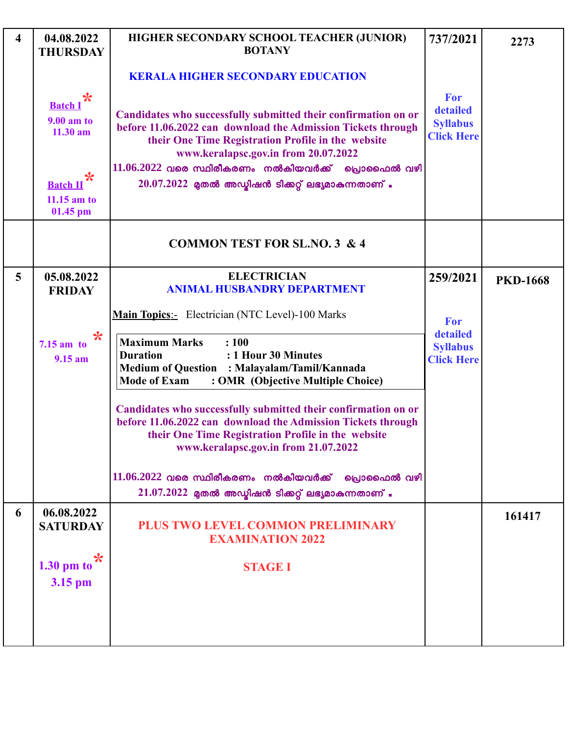| | | | | |
|---|---|---|---|---|
| 4 | 04.08.2022 THURSDAY<br><br>Batch I *<br>9.00 am to 11.30 am<br><br>Batch II *<br>11.15 am to 01.45 pm | **HIGHER SECONDARY SCHOOL TEACHER (JUNIOR) BOTANY**<br><br>**KERALA HIGHER SECONDARY EDUCATION**<br><br>Candidates who successfully submitted their confirmation on or before 11.06.2022 can download the Admission Tickets through their One Time Registration Profile in the website www.keralapsc.gov.in from 20.07.2022<br>11.06.2022 വരെ സ്ഥിരീകരണം നൽകിയവർക്ക് പ്രൊഫൈൽ വഴി 20.07.2022 മുതൽ അഡ്മിഷൻ ടിക്കറ്റ് ലഭ്യമാകുന്നതാണ് . | 737/2021<br><br>For detailed Syllabus Click Here | 2273 |
| | | **COMMON TEST FOR SL.NO. 3 & 4** | | |
| 5 | 05.08.2022 FRIDAY<br><br>7.15 am to 9.15 am * | **ELECTRICIAN**<br>**ANIMAL HUSBANDRY DEPARTMENT**<br><br>**Main Topics**:- Electrician (NTC Level)-100 Marks<br><br>**Maximum Marks : 100**<br>**Duration : 1 Hour 30 Minutes**<br>**Medium of Question : Malayalam/Tamil/Kannada**<br>**Mode of Exam : OMR (Objective Multiple Choice)**<br><br>Candidates who successfully submitted their confirmation on or before 11.06.2022 can download the Admission Tickets through their One Time Registration Profile in the website www.keralapsc.gov.in from 21.07.2022<br><br>11.06.2022 വരെ സ്ഥിരീകരണം നൽകിയവർക്ക് പ്രൊഫൈൽ വഴി 21.07.2022 മുതൽ അഡ്മിഷൻ ടിക്കറ്റ് ലഭ്യമാകുന്നതാണ് . | 259/2021<br><br>For detailed Syllabus Click Here | PKD-1668 |
| 6 | 06.08.2022 SATURDAY<br><br>1.30 pm to * 3.15 pm | **PLUS TWO LEVEL COMMON PRELIMINARY EXAMINATION 2022**<br><br>**STAGE I** | | 161417 |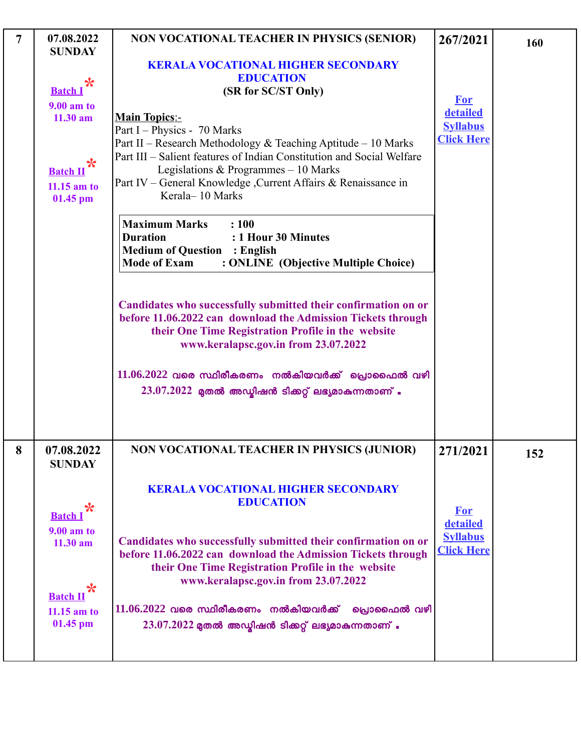| | | | | |
|---|---|---|---|---|
| **7** | **07.08.2022 SUNDAY**<br><br>**Batch I** *<br>**9.00 am to 11.30 am**<br><br>**Batch II** *<br>**11.15 am to 01.45 pm** | **NON VOCATIONAL TEACHER IN PHYSICS (SENIOR)**<br><br>**KERALA VOCATIONAL HIGHER SECONDARY EDUCATION**<br>**(SR for SC/ST Only)**<br><br>**Main Topics:-**<br>Part I – Physics - 70 Marks<br>Part II – Research Methodology & Teaching Aptitude – 10 Marks<br>Part III – Salient features of Indian Constitution and Social Welfare Legislations & Programmes – 10 Marks<br>Part IV – General Knowledge ,Current Affairs & Renaissance in Kerala– 10 Marks<br><br>**Maximum Marks : 100**<br>**Duration : 1 Hour 30 Minutes**<br>**Medium of Question : English**<br>**Mode of Exam : ONLINE (Objective Multiple Choice)**<br><br>**Candidates who successfully submitted their confirmation on or before 11.06.2022 can download the Admission Tickets through their One Time Registration Profile in the website www.keralapsc.gov.in from 23.07.2022**<br><br>**11.06.2022 വരെ സ്ഥിരീകരണം നൽകിയവർക്ക് പ്രൊഫൈൽ വഴി 23.07.2022 മുതൽ അഡ്മിഷൻ ടിക്കറ്റ് ലഭ്യമാകുന്നതാണ് .** | **267/2021**<br><br>**For detailed Syllabus Click Here** | **160** |
| **8** | **07.08.2022 SUNDAY**<br><br>**Batch I** *<br>**9.00 am to 11.30 am**<br><br>**Batch II** *<br>**11.15 am to 01.45 pm** | **NON VOCATIONAL TEACHER IN PHYSICS (JUNIOR)**<br><br>**KERALA VOCATIONAL HIGHER SECONDARY EDUCATION**<br><br>**Candidates who successfully submitted their confirmation on or before 11.06.2022 can download the Admission Tickets through their One Time Registration Profile in the website www.keralapsc.gov.in from 23.07.2022**<br><br>**11.06.2022 വരെ സ്ഥിരീകരണം നൽകിയവർക്ക് പ്രൊഫൈൽ വഴി 23.07.2022 മുതൽ അഡ്മിഷൻ ടിക്കറ്റ് ലഭ്യമാകുന്നതാണ് .** | **271/2021**<br><br>**For detailed Syllabus Click Here** | **152** |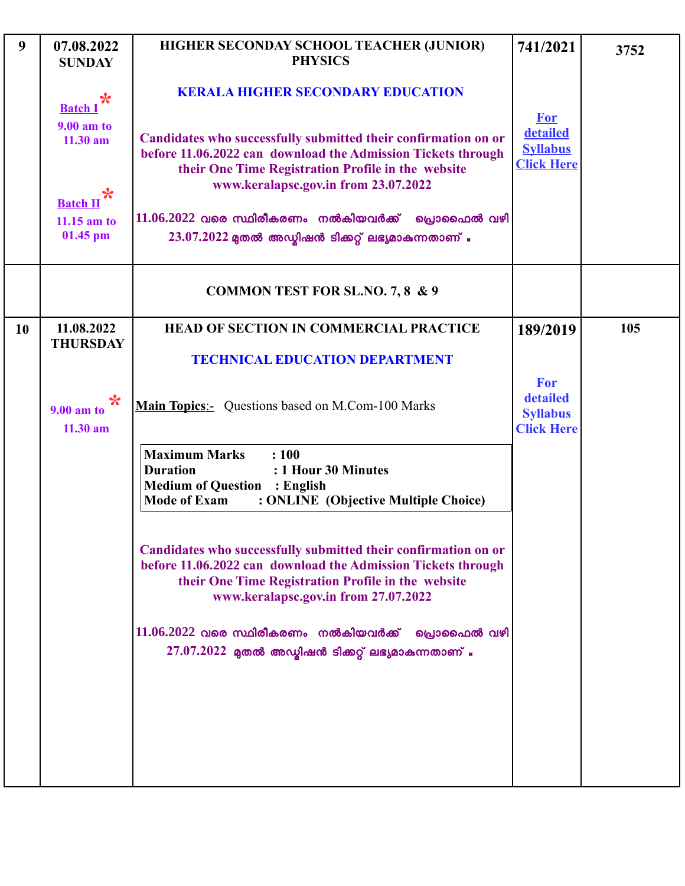| | | | | |
|---|---|---|---|---|
| 9 | 07.08.2022 SUNDAY<br><br>Batch I *<br>9.00 am to 11.30 am<br><br>Batch II *<br>11.15 am to 01.45 pm | **HIGHER SECONDAY SCHOOL TEACHER (JUNIOR) PHYSICS**<br><br>**KERALA HIGHER SECONDARY EDUCATION**<br><br>**Candidates who successfully submitted their confirmation on or before 11.06.2022 can download the Admission Tickets through their One Time Registration Profile in the website www.keralapsc.gov.in from 23.07.2022**<br><br>11.06.2022 വരെ സ്ഥിരീകരണം നൽകിയവർക്ക് പ്രൊഫൈൽ വഴി 23.07.2022 മുതൽ അഡ്മിഷൻ ടിക്കറ്റ് ലഭ്യമാകുന്നതാണ് . | 741/2021<br><br>For detailed Syllabus Click Here | 3752 |
| | | **COMMON TEST FOR SL.NO. 7, 8 & 9** | | |
| 10 | 11.08.2022 THURSDAY<br><br>9.00 am to 11.30 am * | **HEAD OF SECTION IN COMMERCIAL PRACTICE**<br><br>**TECHNICAL EDUCATION DEPARTMENT**<br><br>**Main Topics**:- Questions based on M.Com-100 Marks<br><br>**Maximum Marks : 100**<br>**Duration : 1 Hour 30 Minutes**<br>**Medium of Question : English**<br>**Mode of Exam : ONLINE (Objective Multiple Choice)**<br><br>**Candidates who successfully submitted their confirmation on or before 11.06.2022 can download the Admission Tickets through their One Time Registration Profile in the website www.keralapsc.gov.in from 27.07.2022**<br><br>11.06.2022 വരെ സ്ഥിരീകരണം നൽകിയവർക്ക് പ്രൊഫൈൽ വഴി 27.07.2022 മുതൽ അഡ്മിഷൻ ടിക്കറ്റ് ലഭ്യമാകുന്നതാണ് . | 189/2019<br><br>For detailed Syllabus Click Here | 105 |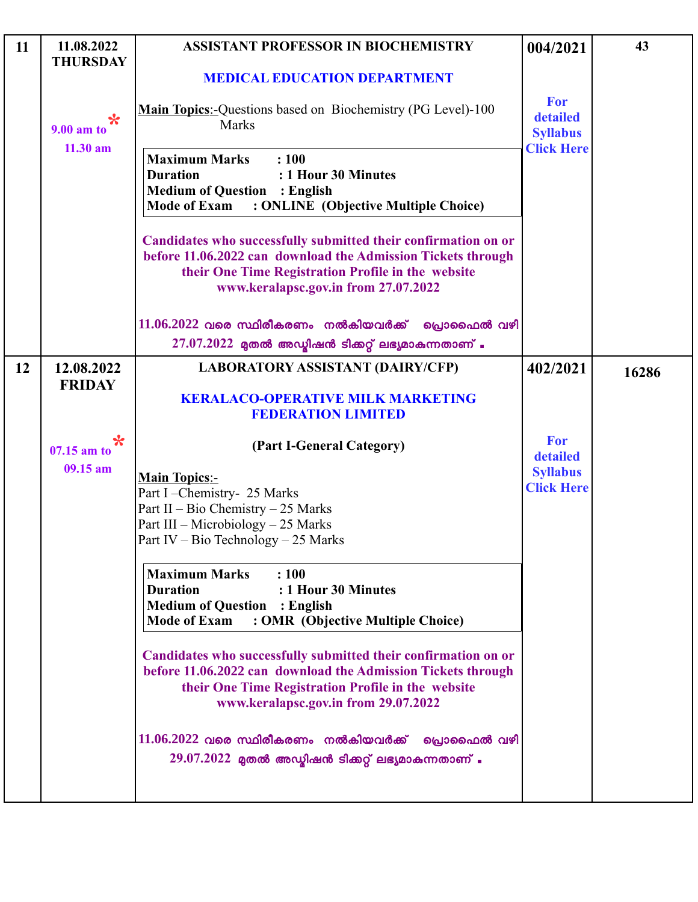| 11 | 11.08.2022 THURSDAY<br><br>9.00 am to * 11.30 am | **ASSISTANT PROFESSOR IN BIOCHEMISTRY**<br><br>**MEDICAL EDUCATION DEPARTMENT**<br><br>**Main Topics**:-Questions based on Biochemistry (PG Level)-100 Marks<br><br>**Maximum Marks : 100**<br>**Duration : 1 Hour 30 Minutes**<br>**Medium of Question : English**<br>**Mode of Exam : ONLINE (Objective Multiple Choice)**<br><br>**Candidates who successfully submitted their confirmation on or before 11.06.2022 can download the Admission Tickets through their One Time Registration Profile in the website www.keralapsc.gov.in from 27.07.2022**<br><br>11.06.2022 വരെ സ്ഥിരീകരണം നൽകിയവർക്ക് പ്രൊഫൈൽ വഴി 27.07.2022 മുതൽ അഡ്മിഷൻ ടിക്കറ്റ് ലഭ്യമാകുന്നതാണ്. | **004/2021**<br><br>**For detailed Syllabus Click Here** | **43** |
|---|---|---|---|---|
| 12 | 12.08.2022 FRIDAY<br><br>07.15 am to * 09.15 am | **LABORATORY ASSISTANT (DAIRY/CFP)**<br><br>**KERALACO-OPERATIVE MILK MARKETING FEDERATION LIMITED**<br><br>**(Part I-General Category)**<br><br>**Main Topics**:-<br>Part I –Chemistry- 25 Marks<br>Part II – Bio Chemistry – 25 Marks<br>Part III – Microbiology – 25 Marks<br>Part IV – Bio Technology – 25 Marks<br><br>**Maximum Marks : 100**<br>**Duration : 1 Hour 30 Minutes**<br>**Medium of Question : English**<br>**Mode of Exam : OMR (Objective Multiple Choice)**<br><br>**Candidates who successfully submitted their confirmation on or before 11.06.2022 can download the Admission Tickets through their One Time Registration Profile in the website www.keralapsc.gov.in from 29.07.2022**<br><br>11.06.2022 വരെ സ്ഥിരീകരണം നൽകിയവർക്ക് പ്രൊഫൈൽ വഴി 29.07.2022 മുതൽ അഡ്മിഷൻ ടിക്കറ്റ് ലഭ്യമാകുന്നതാണ്. | **402/2021**<br><br>**For detailed Syllabus Click Here** | **16286** |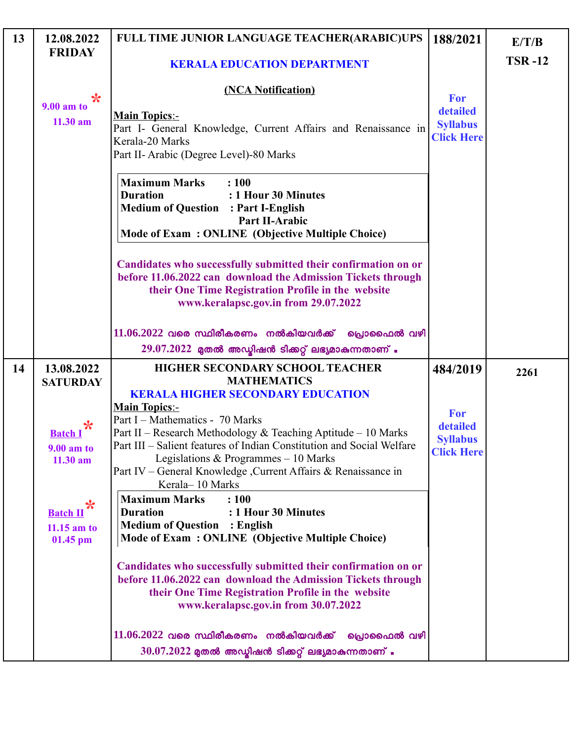| | | | | |
|---|---|---|---|---|
| 13 | 12.08.2022 FRIDAY<br><br>9.00 am to 11.30 am * | **FULL TIME JUNIOR LANGUAGE TEACHER(ARABIC)UPS**<br>**KERALA EDUCATION DEPARTMENT**<br>**(NCA Notification)**<br>**Main Topics**:-<br>Part I- General Knowledge, Current Affairs and Renaissance in Kerala-20 Marks<br>Part II- Arabic (Degree Level)-80 Marks<br><br>**Maximum Marks : 100**<br>**Duration : 1 Hour 30 Minutes**<br>**Medium of Question : Part I-English**<br>**Part II-Arabic**<br>**Mode of Exam : ONLINE (Objective Multiple Choice)**<br><br>**Candidates who successfully submitted their confirmation on or before 11.06.2022 can download the Admission Tickets through their One Time Registration Profile in the website www.keralapsc.gov.in from 29.07.2022**<br><br>11.06.2022 വരെ സ്ഥിരീകരണം നൽകിയവർക്ക് പ്രൊഫൈൽ വഴി 29.07.2022 മുതൽ അഡ്മിഷൻ ടിക്കറ്റ് ലഭ്യമാകുന്നതാണ് . | **188/2021**<br><br>For detailed Syllabus Click Here | **E/T/B**<br>**TSR -12** |
| 14 | 13.08.2022 SATURDAY<br><br>Batch I *<br>9.00 am to 11.30 am<br><br>Batch II *<br>11.15 am to 01.45 pm | **HIGHER SECONDARY SCHOOL TEACHER MATHEMATICS**<br>**KERALA HIGHER SECONDARY EDUCATION**<br>**Main Topics**:-<br>Part I – Mathematics - 70 Marks<br>Part II – Research Methodology & Teaching Aptitude – 10 Marks<br>Part III – Salient features of Indian Constitution and Social Welfare Legislations & Programmes – 10 Marks<br>Part IV – General Knowledge ,Current Affairs & Renaissance in Kerala– 10 Marks<br><br>**Maximum Marks : 100**<br>**Duration : 1 Hour 30 Minutes**<br>**Medium of Question : English**<br>**Mode of Exam : ONLINE (Objective Multiple Choice)**<br><br>**Candidates who successfully submitted their confirmation on or before 11.06.2022 can download the Admission Tickets through their One Time Registration Profile in the website www.keralapsc.gov.in from 30.07.2022**<br><br>11.06.2022 വരെ സ്ഥിരീകരണം നൽകിയവർക്ക് പ്രൊഫൈൽ വഴി 30.07.2022 മുതൽ അഡ്മിഷൻ ടിക്കറ്റ് ലഭ്യമാകുന്നതാണ് . | **484/2019**<br><br>For detailed Syllabus Click Here | **2261** |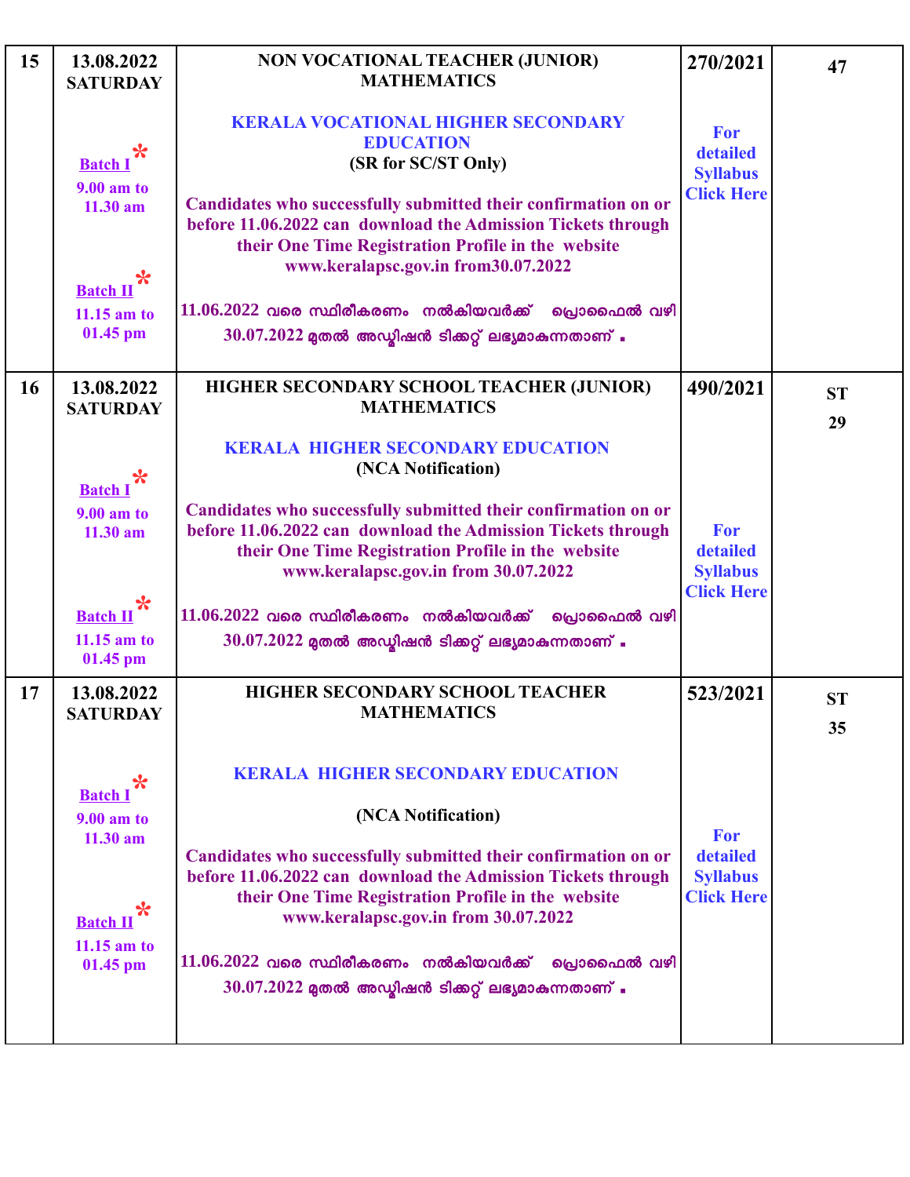| 15 | 13.08.2022 SATURDAY<br><br>Batch I *<br>9.00 am to 11.30 am<br><br>Batch II *<br>11.15 am to 01.45 pm | NON VOCATIONAL TEACHER (JUNIOR) MATHEMATICS<br><br>KERALA VOCATIONAL HIGHER SECONDARY EDUCATION<br>(SR for SC/ST Only)<br><br>Candidates who successfully submitted their confirmation on or before 11.06.2022 can download the Admission Tickets through their One Time Registration Profile in the website www.keralapsc.gov.in from30.07.2022<br><br>11.06.2022 വരെ സ്ഥിരീകരണം നൽകിയവർക്ക് പ്രൊഫൈൽ വഴി 30.07.2022 മുതൽ അഡ്മിഷൻ ടിക്കറ്റ് ലഭ്യമാകുന്നതാണ് . | 270/2021<br><br>For detailed Syllabus Click Here | 47 |
|---|---|---|---|---|
| 16 | 13.08.2022 SATURDAY<br><br>Batch I *<br>9.00 am to 11.30 am<br><br>Batch II *<br>11.15 am to 01.45 pm | HIGHER SECONDARY SCHOOL TEACHER (JUNIOR) MATHEMATICS<br><br>KERALA HIGHER SECONDARY EDUCATION<br>(NCA Notification)<br><br>Candidates who successfully submitted their confirmation on or before 11.06.2022 can download the Admission Tickets through their One Time Registration Profile in the website www.keralapsc.gov.in from 30.07.2022<br><br>11.06.2022 വരെ സ്ഥിരീകരണം നൽകിയവർക്ക് പ്രൊഫൈൽ വഴി 30.07.2022 മുതൽ അഡ്മിഷൻ ടിക്കറ്റ് ലഭ്യമാകുന്നതാണ് . | 490/2021<br><br>For detailed Syllabus Click Here | ST<br>29 |
| 17 | 13.08.2022 SATURDAY<br><br>Batch I *<br>9.00 am to 11.30 am<br><br>Batch II *<br>11.15 am to 01.45 pm | HIGHER SECONDARY SCHOOL TEACHER MATHEMATICS<br><br>KERALA HIGHER SECONDARY EDUCATION<br><br>(NCA Notification)<br><br>Candidates who successfully submitted their confirmation on or before 11.06.2022 can download the Admission Tickets through their One Time Registration Profile in the website www.keralapsc.gov.in from 30.07.2022<br><br>11.06.2022 വരെ സ്ഥിരീകരണം നൽകിയവർക്ക് പ്രൊഫൈൽ വഴി 30.07.2022 മുതൽ അഡ്മിഷൻ ടിക്കറ്റ് ലഭ്യമാകുന്നതാണ് . | 523/2021<br><br>For detailed Syllabus Click Here | ST<br>35 |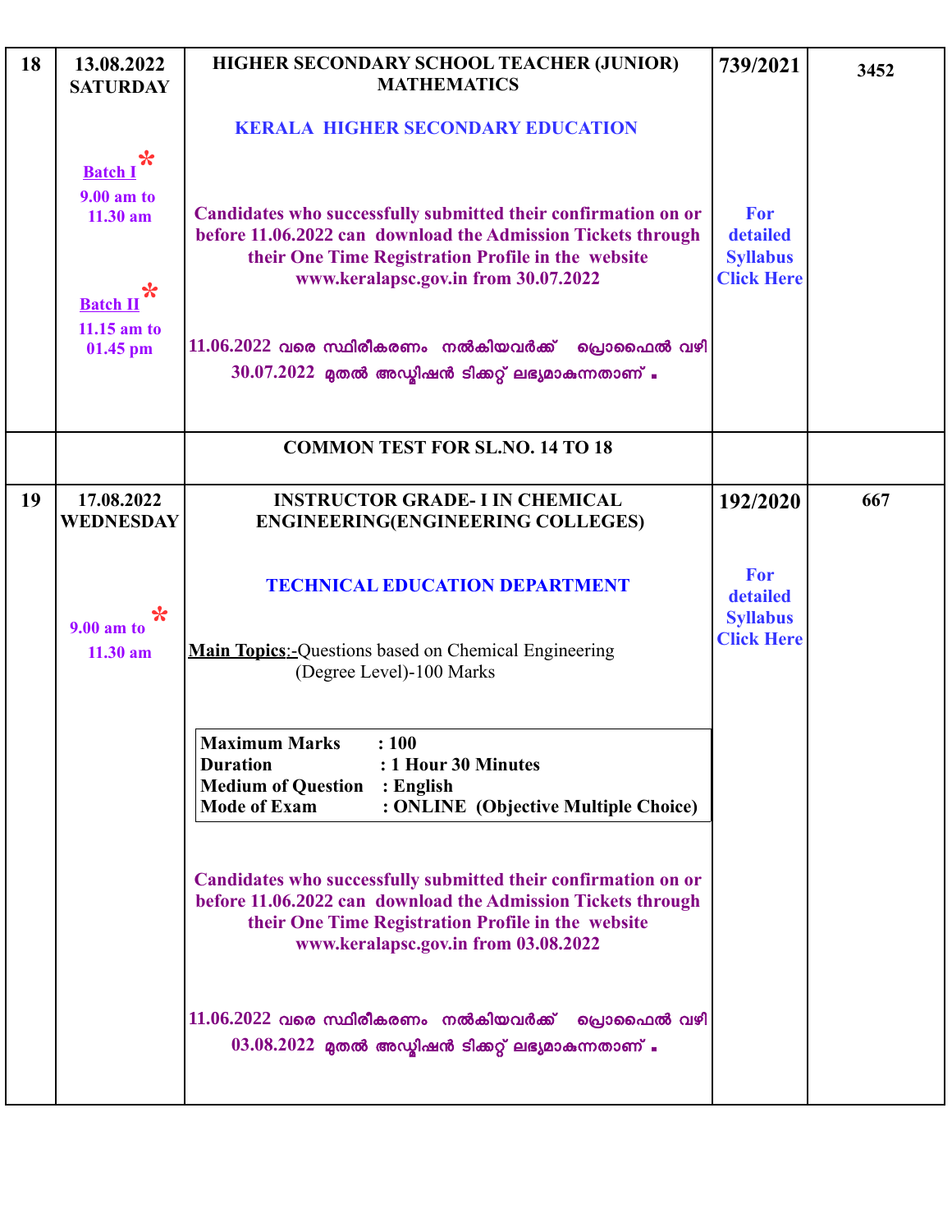| 18 | 13.08.2022 SATURDAY<br><br>Batch I *<br>9.00 am to 11.30 am<br><br>Batch II *<br>11.15 am to 01.45 pm | HIGHER SECONDARY SCHOOL TEACHER (JUNIOR) MATHEMATICS<br><br>KERALA HIGHER SECONDARY EDUCATION<br><br>Candidates who successfully submitted their confirmation on or before 11.06.2022 can download the Admission Tickets through their One Time Registration Profile in the website www.keralapsc.gov.in from 30.07.2022<br><br>11.06.2022 വരെ സ്ഥിരീകരണം നൽകിയവർക്ക് പ്രൊഫൈൽ വഴി 30.07.2022 മുതൽ അഡ്മിഷൻ ടിക്കറ്റ് ലഭ്യമാകുന്നതാണ് . | 739/2021<br><br>For detailed Syllabus Click Here | 3452 |
|---|---|---|---|---|
| | | COMMON TEST FOR SL.NO. 14 TO 18 | | |
| 19 | 17.08.2022 WEDNESDAY<br><br>9.00 am to * 11.30 am | INSTRUCTOR GRADE- I IN CHEMICAL ENGINEERING(ENGINEERING COLLEGES)<br><br>TECHNICAL EDUCATION DEPARTMENT<br><br>**Main Topics**:-Questions based on Chemical Engineering (Degree Level)-100 Marks<br><br>**Maximum Marks : 100**<br>**Duration : 1 Hour 30 Minutes**<br>**Medium of Question : English**<br>**Mode of Exam : ONLINE (Objective Multiple Choice)**<br><br>Candidates who successfully submitted their confirmation on or before 11.06.2022 can download the Admission Tickets through their One Time Registration Profile in the website www.keralapsc.gov.in from 03.08.2022<br><br>11.06.2022 വരെ സ്ഥിരീകരണം നൽകിയവർക്ക് പ്രൊഫൈൽ വഴി 03.08.2022 മുതൽ അഡ്മിഷൻ ടിക്കറ്റ് ലഭ്യമാകുന്നതാണ് . | 192/2020<br><br>For detailed Syllabus Click Here | 667 |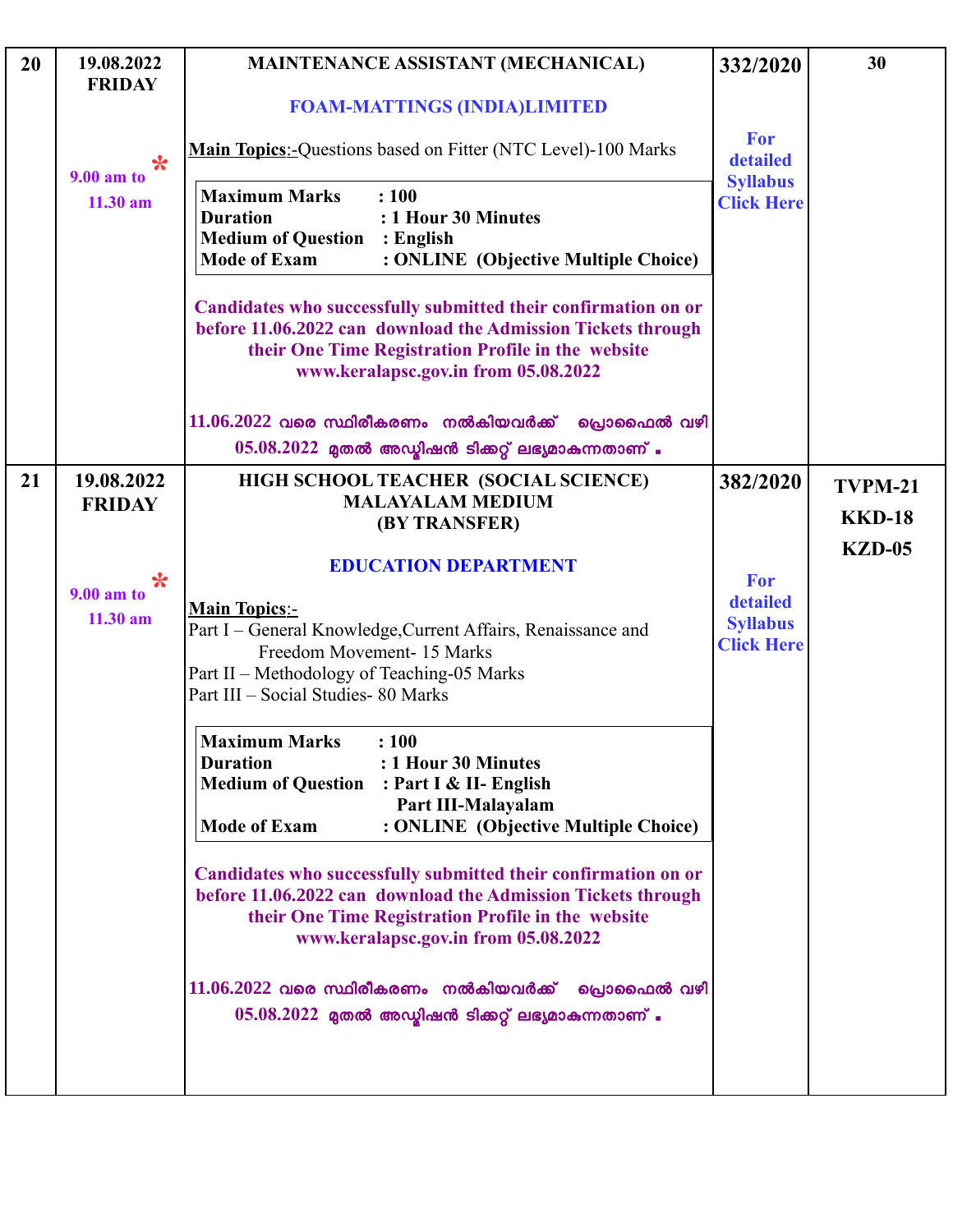| | | | | |
|---|---|---|---|---|
| 20 | 19.08.2022 FRIDAY<br><br>9.00 am to * 11.30 am | **MAINTENANCE ASSISTANT (MECHANICAL)**<br><br>**FOAM-MATTINGS (INDIA)LIMITED**<br><br>**Main Topics**:-Questions based on Fitter (NTC Level)-100 Marks<br><br>**Maximum Marks : 100**<br>**Duration : 1 Hour 30 Minutes**<br>**Medium of Question : English**<br>**Mode of Exam : ONLINE (Objective Multiple Choice)**<br><br>**Candidates who successfully submitted their confirmation on or before 11.06.2022 can download the Admission Tickets through their One Time Registration Profile in the website www.keralapsc.gov.in from 05.08.2022**<br><br>11.06.2022 വരെ സ്ഥിരീകരണം നൽകിയവർക്ക് പ്രൊഫൈൽ വഴി 05.08.2022 മുതൽ അഡ്മിഷൻ ടിക്കറ്റ് ലഭ്യമാകുന്നതാണ് . | **332/2020**<br><br>**For detailed Syllabus Click Here** | **30** |
| 21 | 19.08.2022 FRIDAY<br><br>9.00 am to * 11.30 am | **HIGH SCHOOL TEACHER (SOCIAL SCIENCE) MALAYALAM MEDIUM (BY TRANSFER)**<br><br>**EDUCATION DEPARTMENT**<br><br>**Main Topics**:-<br>Part I – General Knowledge,Current Affairs, Renaissance and Freedom Movement- 15 Marks<br>Part II – Methodology of Teaching-05 Marks<br>Part III – Social Studies- 80 Marks<br><br>**Maximum Marks : 100**<br>**Duration : 1 Hour 30 Minutes**<br>**Medium of Question : Part I & II- English**<br>**Part III-Malayalam**<br>**Mode of Exam : ONLINE (Objective Multiple Choice)**<br><br>**Candidates who successfully submitted their confirmation on or before 11.06.2022 can download the Admission Tickets through their One Time Registration Profile in the website www.keralapsc.gov.in from 05.08.2022**<br><br>11.06.2022 വരെ സ്ഥിരീകരണം നൽകിയവർക്ക് പ്രൊഫൈൽ വഴി 05.08.2022 മുതൽ അഡ്മിഷൻ ടിക്കറ്റ് ലഭ്യമാകുന്നതാണ് . | **382/2020**<br><br>**For detailed Syllabus Click Here** | **TVPM-21**<br>**KKD-18**<br>**KZD-05** |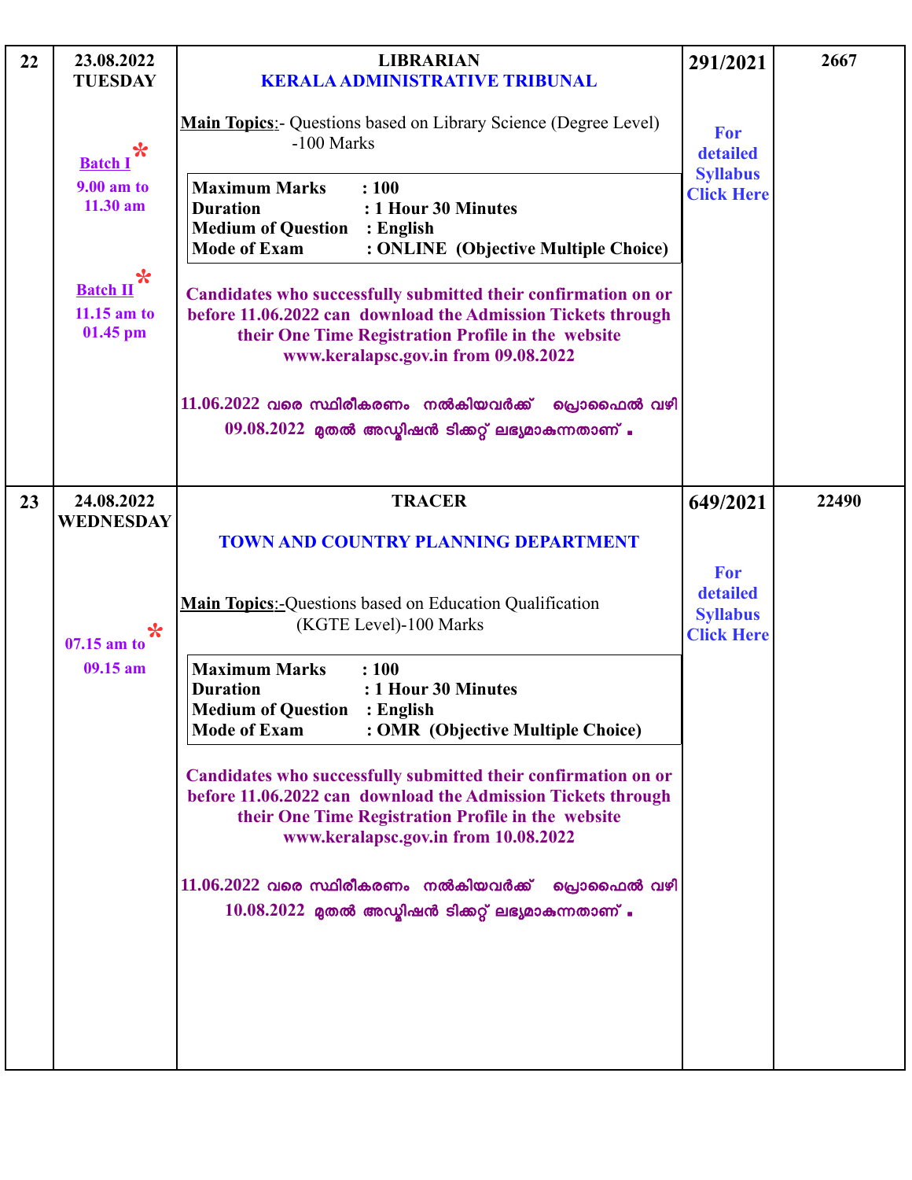| | | | | |
|---|---|---|---|---|
| 22 | **23.08.2022 TUESDAY**<br><br>**Batch I** *<br>**9.00 am to 11.30 am**<br><br>**Batch II** *<br>**11.15 am to 01.45 pm** | **LIBRARIAN**<br>**KERALA ADMINISTRATIVE TRIBUNAL**<br><br>**Main Topics**:- Questions based on Library Science (Degree Level) -100 Marks<br><br>**Maximum Marks : 100**<br>**Duration : 1 Hour 30 Minutes**<br>**Medium of Question : English**<br>**Mode of Exam : ONLINE (Objective Multiple Choice)**<br><br>**Candidates who successfully submitted their confirmation on or before 11.06.2022 can download the Admission Tickets through their One Time Registration Profile in the website www.keralapsc.gov.in from 09.08.2022**<br><br>11.06.2022 വരെ സ്ഥിരീകരണം നൽകിയവർക്ക് പ്രൊഫൈൽ വഴി 09.08.2022 മുതൽ അഡ്മിഷൻ ടിക്കറ്റ് ലഭ്യമാകുന്നതാണ് . | **291/2021**<br><br>**For detailed Syllabus Click Here** | **2667** |
| 23 | **24.08.2022 WEDNESDAY**<br><br>**07.15 am to 09.15 am** * | **TRACER**<br><br>**TOWN AND COUNTRY PLANNING DEPARTMENT**<br><br>**Main Topics**:-Questions based on Education Qualification (KGTE Level)-100 Marks<br><br>**Maximum Marks : 100**<br>**Duration : 1 Hour 30 Minutes**<br>**Medium of Question : English**<br>**Mode of Exam : OMR (Objective Multiple Choice)**<br><br>**Candidates who successfully submitted their confirmation on or before 11.06.2022 can download the Admission Tickets through their One Time Registration Profile in the website www.keralapsc.gov.in from 10.08.2022**<br><br>11.06.2022 വരെ സ്ഥിരീകരണം നൽകിയവർക്ക് പ്രൊഫൈൽ വഴി 10.08.2022 മുതൽ അഡ്മിഷൻ ടിക്കറ്റ് ലഭ്യമാകുന്നതാണ് . | **649/2021**<br><br>**For detailed Syllabus Click Here** | **22490** |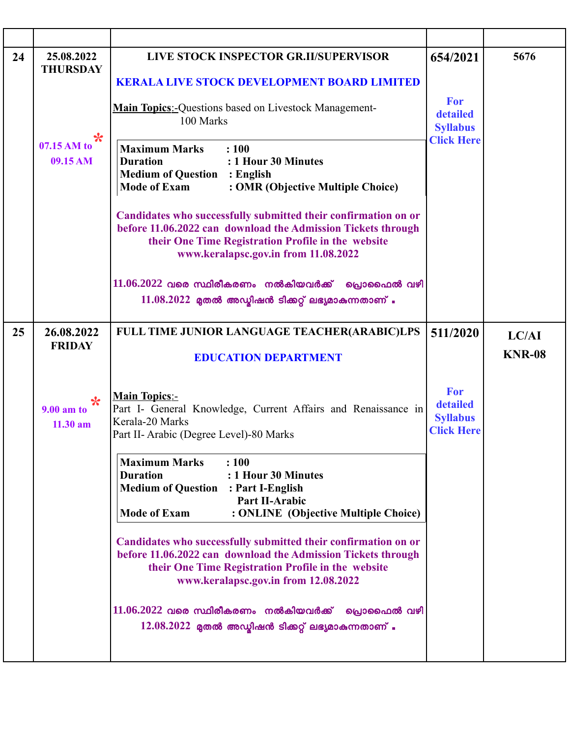| | | | | |
|---|---|---|---|---|
| 24 | 25.08.2022 THURSDAY<br><br>07.15 AM to 09.15 AM * | **LIVE STOCK INSPECTOR GR.II/SUPERVISOR**<br><br>**KERALA LIVE STOCK DEVELOPMENT BOARD LIMITED**<br><br>**Main Topics**:-Questions based on Livestock Management- 100 Marks<br><br>**Maximum Marks : 100**<br>**Duration : 1 Hour 30 Minutes**<br>**Medium of Question : English**<br>**Mode of Exam : OMR (Objective Multiple Choice)**<br><br>**Candidates who successfully submitted their confirmation on or before 11.06.2022 can download the Admission Tickets through their One Time Registration Profile in the website www.keralapsc.gov.in from 11.08.2022**<br><br>11.06.2022 വരെ സ്ഥിരീകരണം നൽകിയവർക്ക് പ്രൊഫൈൽ വഴി 11.08.2022 മുതൽ അഡ്മിഷൻ ടിക്കറ്റ് ലഭ്യമാകുന്നതാണ് . | **654/2021**<br><br>**For detailed Syllabus Click Here** | **5676** |
| 25 | 26.08.2022 FRIDAY<br><br>9.00 am to 11.30 am * | **FULL TIME JUNIOR LANGUAGE TEACHER(ARABIC)LPS**<br><br>**EDUCATION DEPARTMENT**<br><br>**Main Topics**:-<br>Part I- General Knowledge, Current Affairs and Renaissance in Kerala-20 Marks<br>Part II- Arabic (Degree Level)-80 Marks<br><br>**Maximum Marks : 100**<br>**Duration : 1 Hour 30 Minutes**<br>**Medium of Question : Part I-English**<br>**Part II-Arabic**<br>**Mode of Exam : ONLINE (Objective Multiple Choice)**<br><br>**Candidates who successfully submitted their confirmation on or before 11.06.2022 can download the Admission Tickets through their One Time Registration Profile in the website www.keralapsc.gov.in from 12.08.2022**<br><br>11.06.2022 വരെ സ്ഥിരീകരണം നൽകിയവർക്ക് പ്രൊഫൈൽ വഴി 12.08.2022 മുതൽ അഡ്മിഷൻ ടിക്കറ്റ് ലഭ്യമാകുന്നതാണ് . | **511/2020**<br><br>**For detailed Syllabus Click Here** | **LC/AI KNR-08** |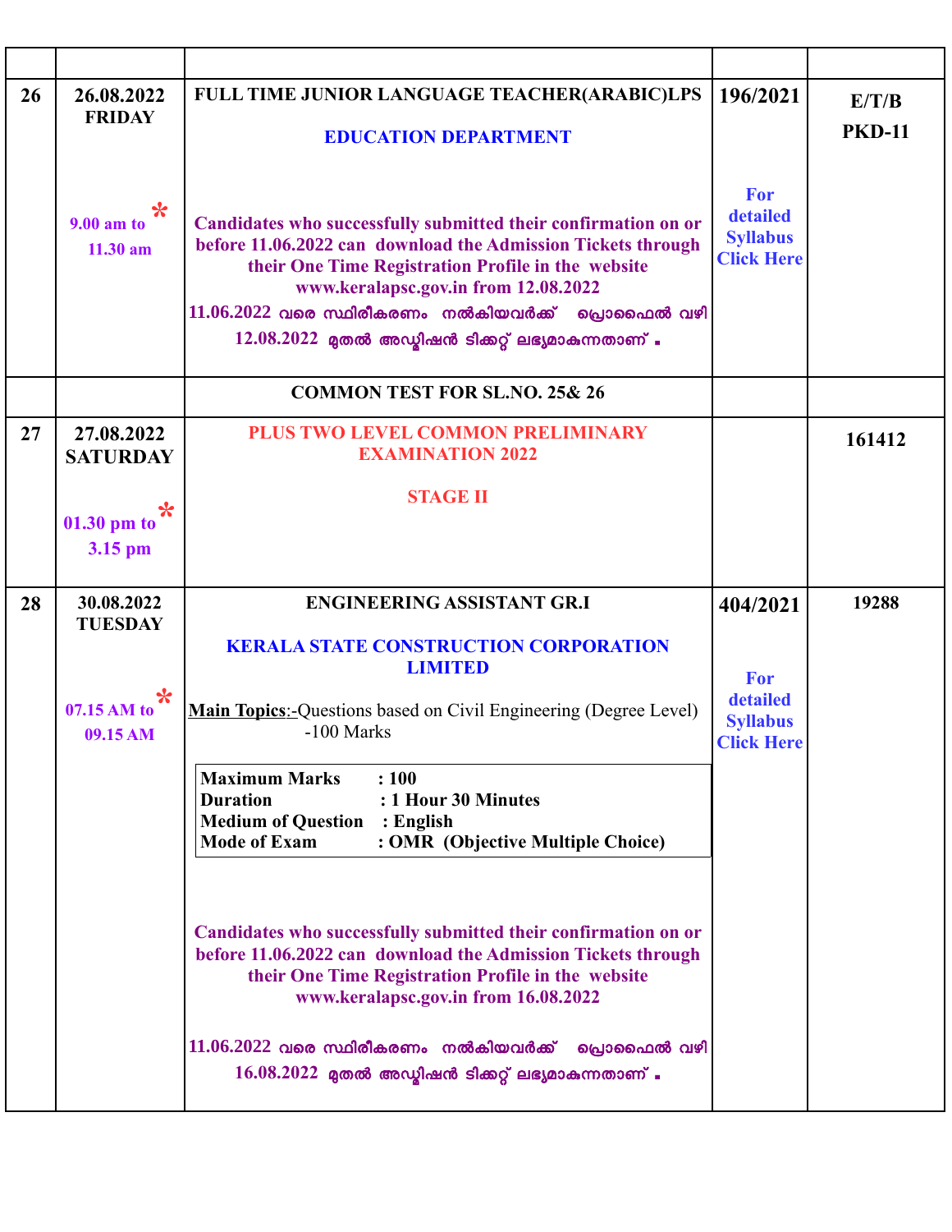| | | | | |
|---|---|---|---|---|
| 26 | 26.08.2022 FRIDAY<br><br>9.00 am to * 11.30 am | FULL TIME JUNIOR LANGUAGE TEACHER(ARABIC)LPS<br><br>EDUCATION DEPARTMENT<br><br>Candidates who successfully submitted their confirmation on or before 11.06.2022 can download the Admission Tickets through their One Time Registration Profile in the website www.keralapsc.gov.in from 12.08.2022<br>11.06.2022 വരെ സ്ഥിരീകരണം നൽകിയവർക്ക് പ്രൊഫൈൽ വഴി 12.08.2022 മുതൽ അഡ്മിഷൻ ടിക്കറ്റ് ലഭ്യമാകുന്നതാണ് . | 196/2021<br><br>For detailed Syllabus Click Here | E/T/B<br>PKD-11 |
| | | COMMON TEST FOR SL.NO. 25& 26 | | |
| 27 | 27.08.2022 SATURDAY<br><br>01.30 pm to * 3.15 pm | PLUS TWO LEVEL COMMON PRELIMINARY EXAMINATION 2022<br><br>STAGE II | | 161412 |
| 28 | 30.08.2022 TUESDAY<br><br>07.15 AM to * 09.15 AM | ENGINEERING ASSISTANT GR.I<br><br>KERALA STATE CONSTRUCTION CORPORATION LIMITED<br><br>Main Topics:-Questions based on Civil Engineering (Degree Level) -100 Marks<br><br>Maximum Marks : 100<br>Duration : 1 Hour 30 Minutes<br>Medium of Question : English<br>Mode of Exam : OMR (Objective Multiple Choice)<br><br>Candidates who successfully submitted their confirmation on or before 11.06.2022 can download the Admission Tickets through their One Time Registration Profile in the website www.keralapsc.gov.in from 16.08.2022<br><br>11.06.2022 വരെ സ്ഥിരീകരണം നൽകിയവർക്ക് പ്രൊഫൈൽ വഴി 16.08.2022 മുതൽ അഡ്മിഷൻ ടിക്കറ്റ് ലഭ്യമാകുന്നതാണ് . | 404/2021<br><br>For detailed Syllabus Click Here | 19288 |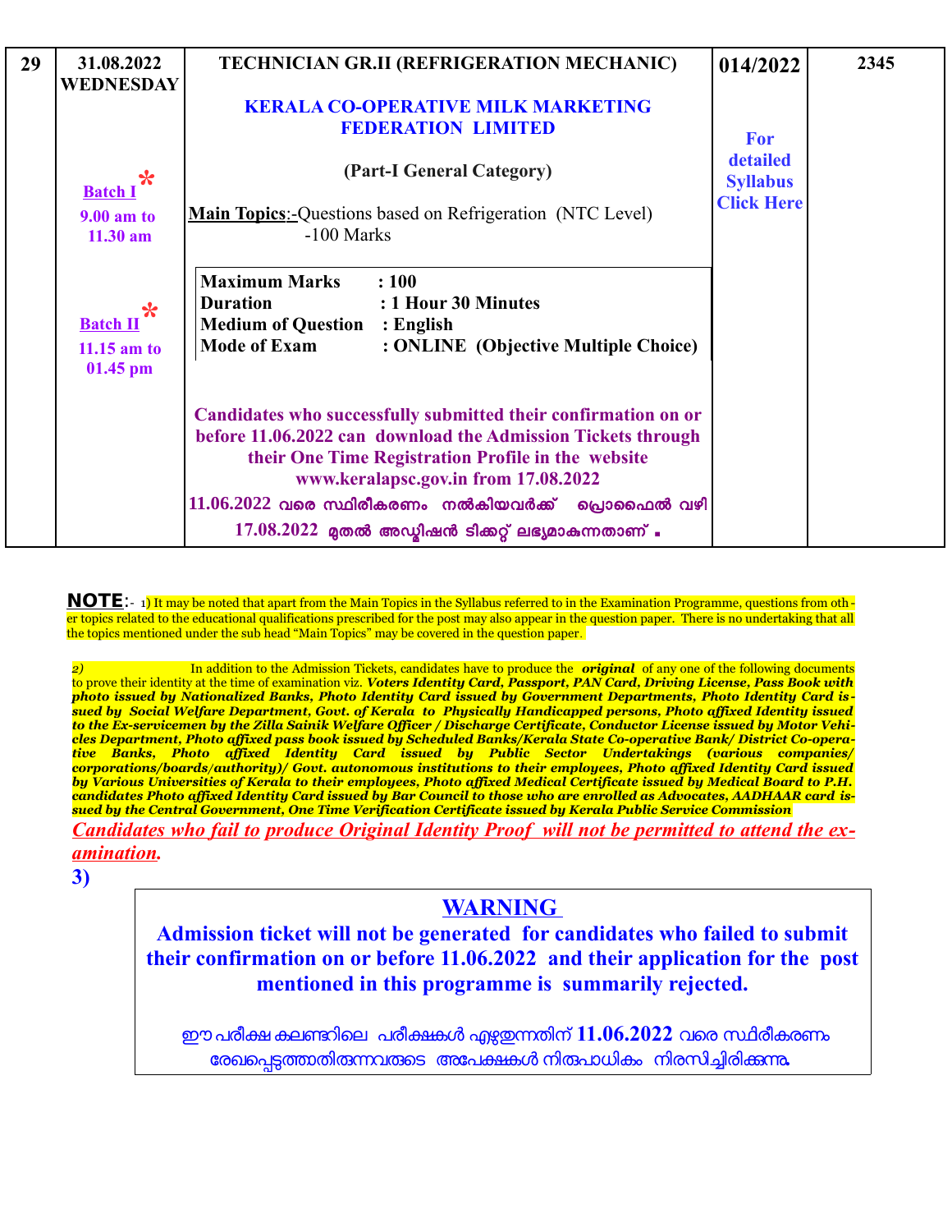| 29 | 31.08.2022 WEDNESDAY<br><br>Batch I *<br>9.00 am to 11.30 am<br><br>Batch II *<br>11.15 am to 01.45 pm | **TECHNICIAN GR.II (REFRIGERATION MECHANIC)**<br><br>**KERALA CO-OPERATIVE MILK MARKETING FEDERATION LIMITED**<br><br>**(Part-I General Category)**<br><br>**Main Topics**:-Questions based on Refrigeration (NTC Level) -100 Marks<br><br>**Maximum Marks : 100**<br>**Duration : 1 Hour 30 Minutes**<br>**Medium of Question : English**<br>**Mode of Exam : ONLINE (Objective Multiple Choice)**<br><br>**Candidates who successfully submitted their confirmation on or before 11.06.2022 can download the Admission Tickets through their One Time Registration Profile in the website www.keralapsc.gov.in from 17.08.2022**<br>11.06.2022 വരെ സ്ഥിരീകരണം നൽകിയവർക്ക് പ്രൊഫൈൽ വഴി 17.08.2022 മുതൽ അഡ്മിഷൻ ടിക്കറ്റ് ലഭ്യമാകുന്നതാണ് . | **014/2022**<br><br>**For detailed Syllabus Click Here** | **2345** |
|---|---|---|---|---|

**NOTE**:- 1) It may be noted that apart from the Main Topics in the Syllabus referred to in the Examination Programme, questions from other topics related to the educational qualifications prescribed for the post may also appear in the question paper. There is no undertaking that all the topics mentioned under the sub head "Main Topics" may be covered in the question paper.

*2)* In addition to the Admission Tickets, candidates have to produce the ***original*** of any one of the following documents to prove their identity at the time of examination viz. ***Voters Identity Card, Passport, PAN Card, Driving License, Pass Book with photo issued by Nationalized Banks, Photo Identity Card issued by Government Departments, Photo Identity Card issued by Social Welfare Department, Govt. of Kerala to Physically Handicapped persons, Photo affixed Identity issued to the Ex-servicemen by the Zilla Sainik Welfare Officer / Discharge Certificate, Conductor License issued by Motor Vehicles Department, Photo affixed pass book issued by Scheduled Banks/Kerala State Co-operative Bank/ District Co-operative Banks, Photo affixed Identity Card issued by Public Sector Undertakings (various companies/ corporations/boards/authority)/ Govt. autonomous institutions to their employees, Photo affixed Identity Card issued by Various Universities of Kerala to their employees, Photo affixed Medical Certificate issued by Medical Board to P.H. candidates Photo affixed Identity Card issued by Bar Council to those who are enrolled as Advocates, AADHAAR card issued by the Central Government, One Time Verification Certificate issued by Kerala Public Service Commission***

***Candidates who fail to produce Original Identity Proof will not be permitted to attend the examination.***

**3)**

**WARNING**

**Admission ticket will not be generated for candidates who failed to submit their confirmation on or before 11.06.2022 and their application for the post mentioned in this programme is summarily rejected.**

ഈ പരീക്ഷ കലണ്ടറിലെ പരീക്ഷകൾ എഴുതുന്നതിന് **11.06.2022** വരെ സ്ഥിരീകരണം രേഖപ്പെടുത്താതിരുന്നവരുടെ അപേക്ഷകൾ നിരുപാധികം നിരസിച്ചിരിക്കുന്നു.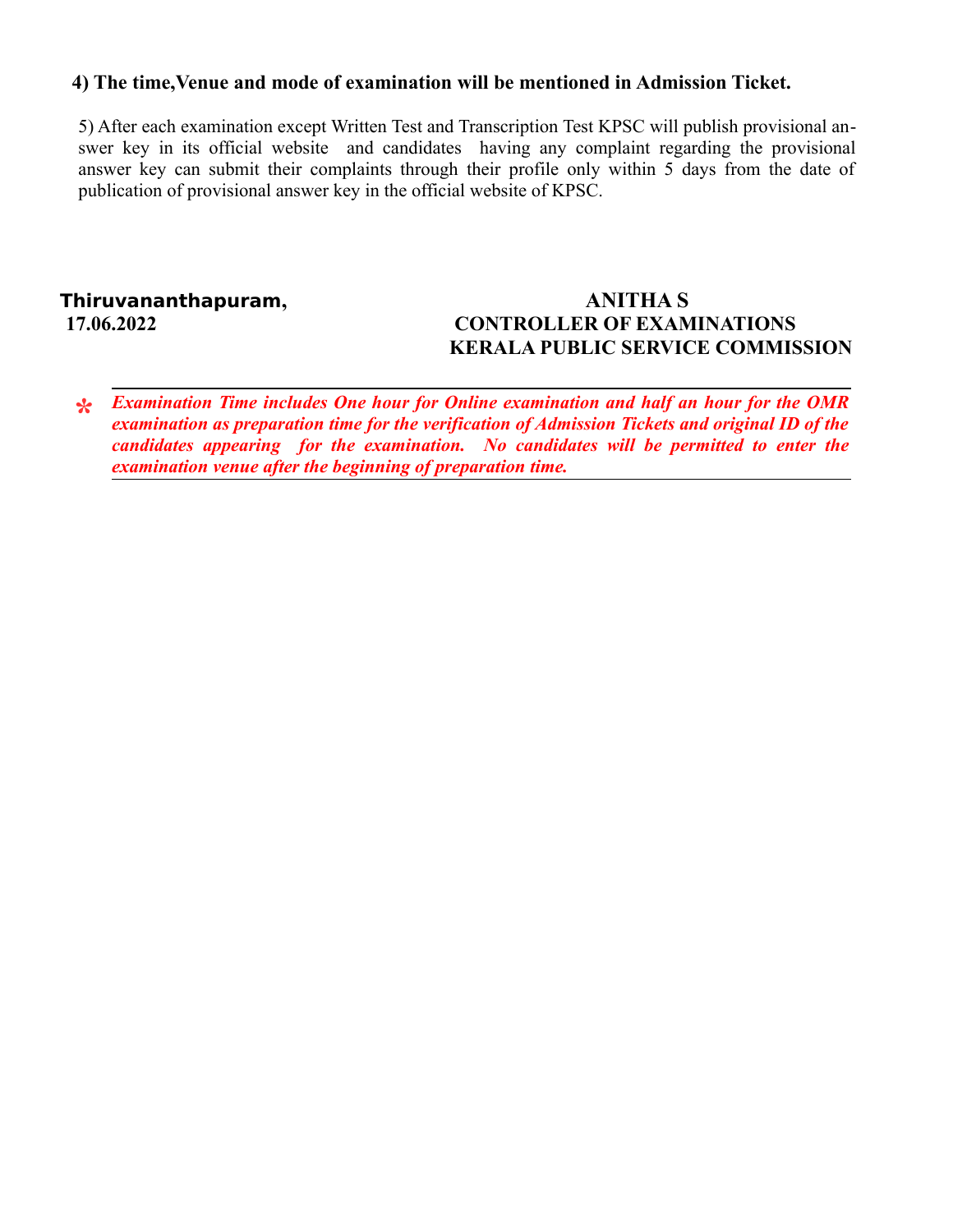**4) The time,Venue and mode of examination will be mentioned in Admission Ticket.**

5) After each examination except Written Test and Transcription Test KPSC will publish provisional answer key in its official website and candidates having any complaint regarding the provisional answer key can submit their complaints through their profile only within 5 days from the date of publication of provisional answer key in the official website of KPSC.

**Thiruvananthapuram,**
**17.06.2022**

**ANITHA S**
**CONTROLLER OF EXAMINATIONS**
**KERALA PUBLIC SERVICE COMMISSION**

---

\* ***Examination Time includes One hour for Online examination and half an hour for the OMR examination as preparation time for the verification of Admission Tickets and original ID of the candidates appearing for the examination. No candidates will be permitted to enter the examination venue after the beginning of preparation time.***

---